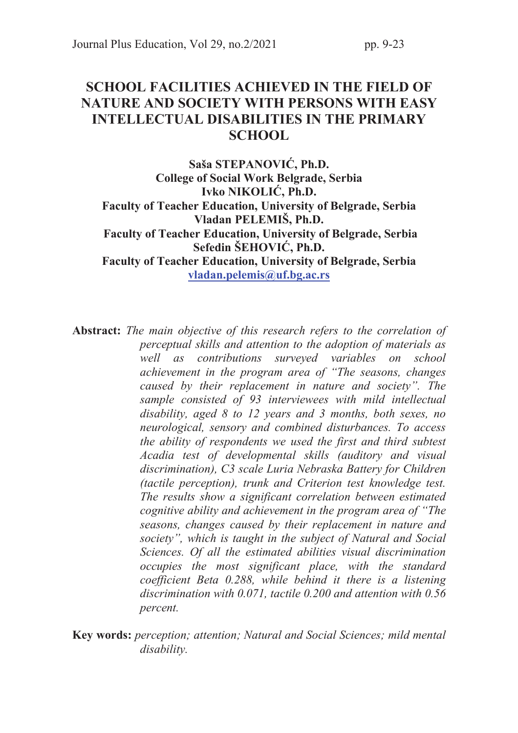# SCHOOL FACILITIES ACHIEVED IN THE FIELD OF NATURE AND SOCIETY WITH PERSONS WITH EASY INTELLECTUAL DISABILITIES IN THE PRIMARY SCHOOL

**Saša STEPANOVIĆ, Ph.D.**
**College of Social Work Belgrade, Serbia**
**Ivko NIKOLIĆ, Ph.D.**
**Faculty of Teacher Education, University of Belgrade, Serbia**
**Vladan PELEMIŠ, Ph.D.**
**Faculty of Teacher Education, University of Belgrade, Serbia**
**Sefedin ŠEHOVIĆ, Ph.D.**
**Faculty of Teacher Education, University of Belgrade, Serbia**
vladan.pelemis@uf.bg.ac.rs

**Abstract:** *The main objective of this research refers to the correlation of perceptual skills and attention to the adoption of materials as well as contributions surveyed variables on school achievement in the program area of "The seasons, changes caused by their replacement in nature and society". The sample consisted of 93 interviewees with mild intellectual disability, aged 8 to 12 years and 3 months, both sexes, no neurological, sensory and combined disturbances. To access the ability of respondents we used the first and third subtest Acadia test of developmental skills (auditory and visual discrimination), C3 scale Luria Nebraska Battery for Children (tactile perception), trunk and Criterion test knowledge test. The results show a significant correlation between estimated cognitive ability and achievement in the program area of "The seasons, changes caused by their replacement in nature and society", which is taught in the subject of Natural and Social Sciences. Of all the estimated abilities visual discrimination occupies the most significant place, with the standard coefficient Beta 0.288, while behind it there is a listening discrimination with 0.071, tactile 0.200 and attention with 0.56 percent.*

**Key words:** *perception; attention; Natural and Social Sciences; mild mental disability.*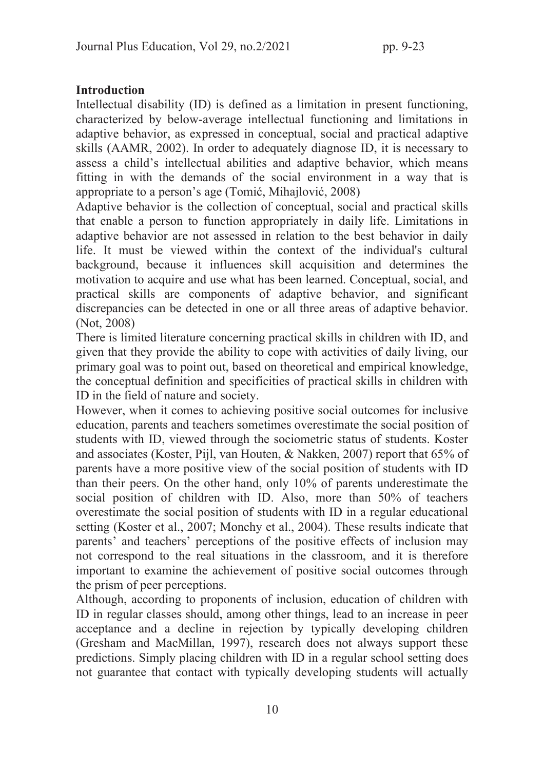**Introduction**

Intellectual disability (ID) is defined as a limitation in present functioning, characterized by below-average intellectual functioning and limitations in adaptive behavior, as expressed in conceptual, social and practical adaptive skills (AAMR, 2002). In order to adequately diagnose ID, it is necessary to assess a child's intellectual abilities and adaptive behavior, which means fitting in with the demands of the social environment in a way that is appropriate to a person's age (Tomić, Mihajlović, 2008)

Adaptive behavior is the collection of conceptual, social and practical skills that enable a person to function appropriately in daily life. Limitations in adaptive behavior are not assessed in relation to the best behavior in daily life. It must be viewed within the context of the individual's cultural background, because it influences skill acquisition and determines the motivation to acquire and use what has been learned. Conceptual, social, and practical skills are components of adaptive behavior, and significant discrepancies can be detected in one or all three areas of adaptive behavior. (Not, 2008)

There is limited literature concerning practical skills in children with ID, and given that they provide the ability to cope with activities of daily living, our primary goal was to point out, based on theoretical and empirical knowledge, the conceptual definition and specificities of practical skills in children with ID in the field of nature and society.

However, when it comes to achieving positive social outcomes for inclusive education, parents and teachers sometimes overestimate the social position of students with ID, viewed through the sociometric status of students. Koster and associates (Koster, Pijl, van Houten, & Nakken, 2007) report that 65% of parents have a more positive view of the social position of students with ID than their peers. On the other hand, only 10% of parents underestimate the social position of children with ID. Also, more than 50% of teachers overestimate the social position of students with ID in a regular educational setting (Koster et al., 2007; Monchy et al., 2004). These results indicate that parents' and teachers' perceptions of the positive effects of inclusion may not correspond to the real situations in the classroom, and it is therefore important to examine the achievement of positive social outcomes through the prism of peer perceptions.

Although, according to proponents of inclusion, education of children with ID in regular classes should, among other things, lead to an increase in peer acceptance and a decline in rejection by typically developing children (Gresham and MacMillan, 1997), research does not always support these predictions. Simply placing children with ID in a regular school setting does not guarantee that contact with typically developing students will actually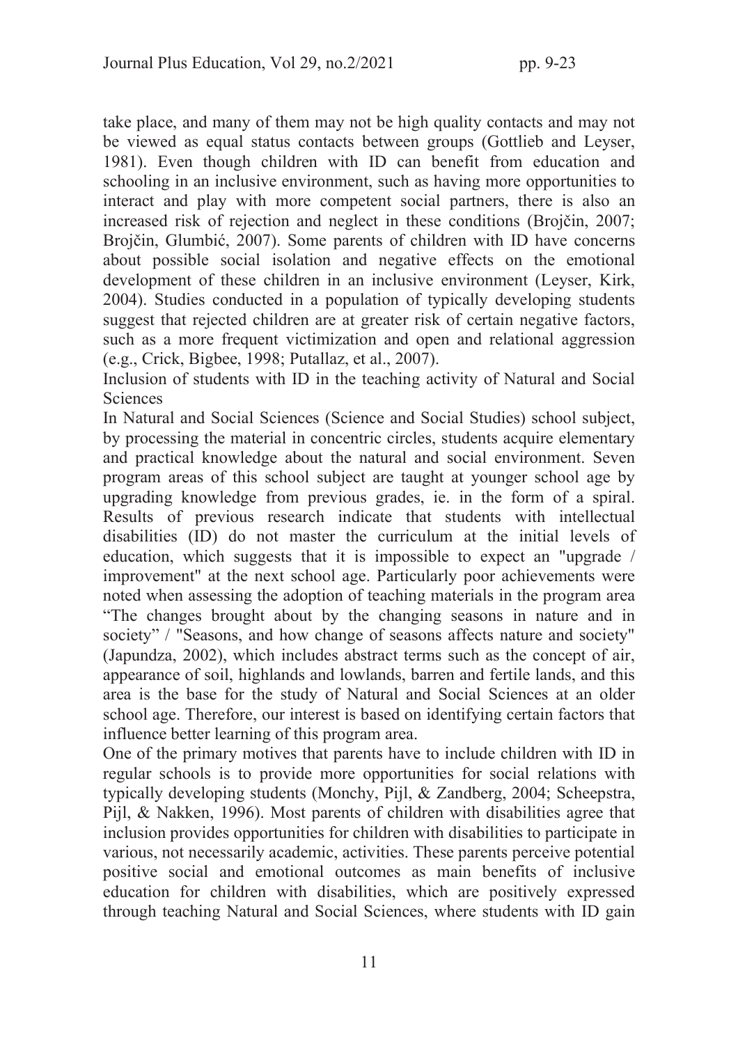take place, and many of them may not be high quality contacts and may not be viewed as equal status contacts between groups (Gottlieb and Leyser, 1981). Even though children with ID can benefit from education and schooling in an inclusive environment, such as having more opportunities to interact and play with more competent social partners, there is also an increased risk of rejection and neglect in these conditions (Brojčin, 2007; Brojčin, Glumbić, 2007). Some parents of children with ID have concerns about possible social isolation and negative effects on the emotional development of these children in an inclusive environment (Leyser, Kirk, 2004). Studies conducted in a population of typically developing students suggest that rejected children are at greater risk of certain negative factors, such as a more frequent victimization and open and relational aggression (e.g., Crick, Bigbee, 1998; Putallaz, et al., 2007).

## Inclusion of students with ID in the teaching activity of Natural and Social Sciences

In Natural and Social Sciences (Science and Social Studies) school subject, by processing the material in concentric circles, students acquire elementary and practical knowledge about the natural and social environment. Seven program areas of this school subject are taught at younger school age by upgrading knowledge from previous grades, ie. in the form of a spiral. Results of previous research indicate that students with intellectual disabilities (ID) do not master the curriculum at the initial levels of education, which suggests that it is impossible to expect an "upgrade / improvement" at the next school age. Particularly poor achievements were noted when assessing the adoption of teaching materials in the program area "The changes brought about by the changing seasons in nature and in society" / "Seasons, and how change of seasons affects nature and society" (Japundza, 2002), which includes abstract terms such as the concept of air, appearance of soil, highlands and lowlands, barren and fertile lands, and this area is the base for the study of Natural and Social Sciences at an older school age. Therefore, our interest is based on identifying certain factors that influence better learning of this program area.

One of the primary motives that parents have to include children with ID in regular schools is to provide more opportunities for social relations with typically developing students (Monchy, Pijl, & Zandberg, 2004; Scheepstra, Pijl, & Nakken, 1996). Most parents of children with disabilities agree that inclusion provides opportunities for children with disabilities to participate in various, not necessarily academic, activities. These parents perceive potential positive social and emotional outcomes as main benefits of inclusive education for children with disabilities, which are positively expressed through teaching Natural and Social Sciences, where students with ID gain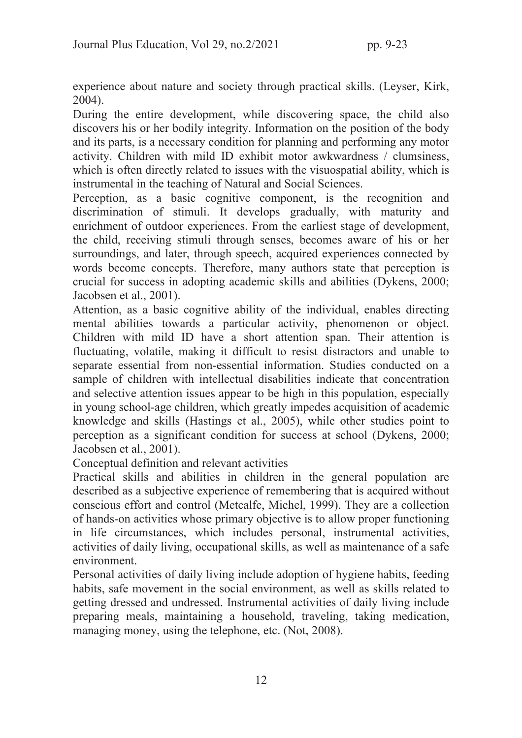experience about nature and society through practical skills. (Leyser, Kirk, 2004).

During the entire development, while discovering space, the child also discovers his or her bodily integrity. Information on the position of the body and its parts, is a necessary condition for planning and performing any motor activity. Children with mild ID exhibit motor awkwardness / clumsiness, which is often directly related to issues with the visuospatial ability, which is instrumental in the teaching of Natural and Social Sciences.

Perception, as a basic cognitive component, is the recognition and discrimination of stimuli. It develops gradually, with maturity and enrichment of outdoor experiences. From the earliest stage of development, the child, receiving stimuli through senses, becomes aware of his or her surroundings, and later, through speech, acquired experiences connected by words become concepts. Therefore, many authors state that perception is crucial for success in adopting academic skills and abilities (Dykens, 2000; Jacobsen et al., 2001).

Attention, as a basic cognitive ability of the individual, enables directing mental abilities towards a particular activity, phenomenon or object. Children with mild ID have a short attention span. Their attention is fluctuating, volatile, making it difficult to resist distractors and unable to separate essential from non-essential information. Studies conducted on a sample of children with intellectual disabilities indicate that concentration and selective attention issues appear to be high in this population, especially in young school-age children, which greatly impedes acquisition of academic knowledge and skills (Hastings et al., 2005), while other studies point to perception as a significant condition for success at school (Dykens, 2000; Jacobsen et al., 2001).

## Conceptual definition and relevant activities

Practical skills and abilities in children in the general population are described as a subjective experience of remembering that is acquired without conscious effort and control (Metcalfe, Michel, 1999). They are a collection of hands-on activities whose primary objective is to allow proper functioning in life circumstances, which includes personal, instrumental activities, activities of daily living, occupational skills, as well as maintenance of a safe environment.

Personal activities of daily living include adoption of hygiene habits, feeding habits, safe movement in the social environment, as well as skills related to getting dressed and undressed. Instrumental activities of daily living include preparing meals, maintaining a household, traveling, taking medication, managing money, using the telephone, etc. (Not, 2008).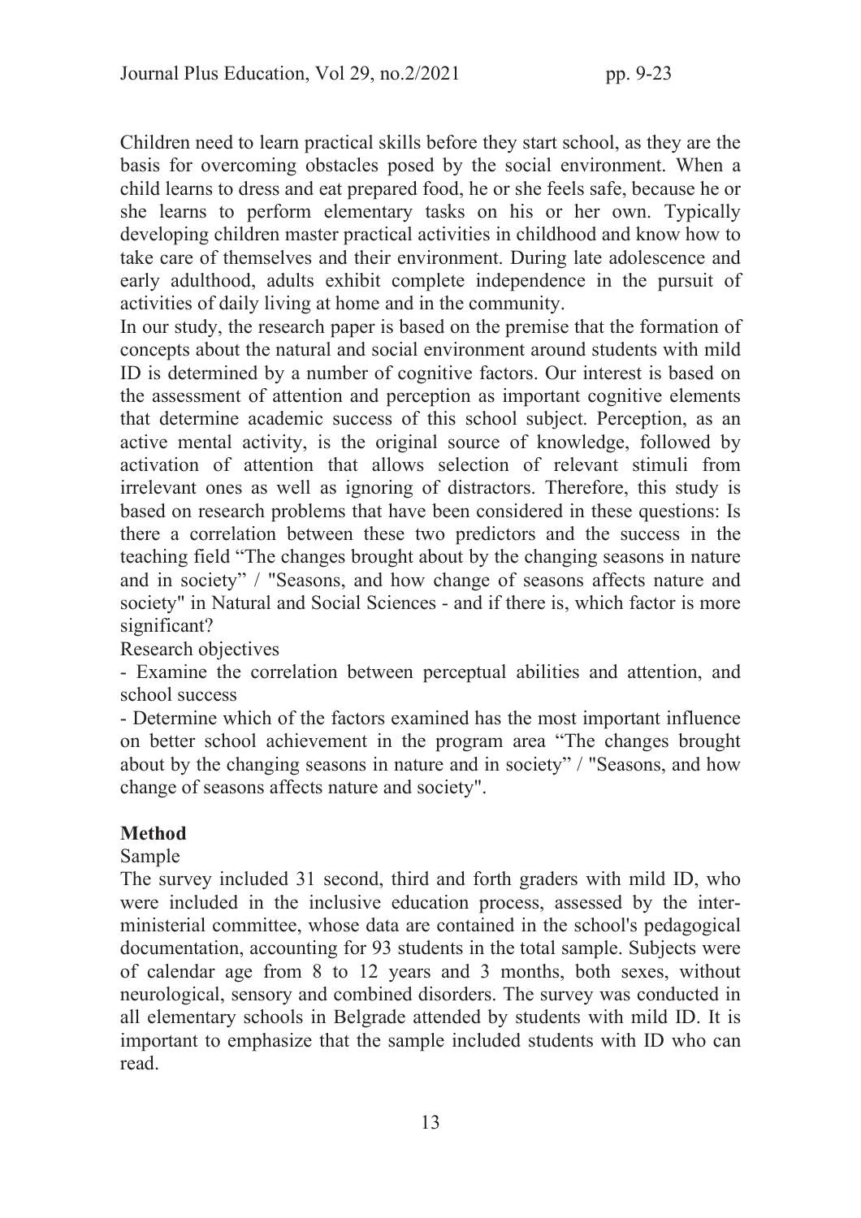Children need to learn practical skills before they start school, as they are the basis for overcoming obstacles posed by the social environment. When a child learns to dress and eat prepared food, he or she feels safe, because he or she learns to perform elementary tasks on his or her own. Typically developing children master practical activities in childhood and know how to take care of themselves and their environment. During late adolescence and early adulthood, adults exhibit complete independence in the pursuit of activities of daily living at home and in the community.

In our study, the research paper is based on the premise that the formation of concepts about the natural and social environment around students with mild ID is determined by a number of cognitive factors. Our interest is based on the assessment of attention and perception as important cognitive elements that determine academic success of this school subject. Perception, as an active mental activity, is the original source of knowledge, followed by activation of attention that allows selection of relevant stimuli from irrelevant ones as well as ignoring of distractors. Therefore, this study is based on research problems that have been considered in these questions: Is there a correlation between these two predictors and the success in the teaching field "The changes brought about by the changing seasons in nature and in society" / "Seasons, and how change of seasons affects nature and society" in Natural and Social Sciences - and if there is, which factor is more significant?

Research objectives

- Examine the correlation between perceptual abilities and attention, and school success
- Determine which of the factors examined has the most important influence on better school achievement in the program area "The changes brought about by the changing seasons in nature and in society" / "Seasons, and how change of seasons affects nature and society".

## Method

Sample

The survey included 31 second, third and forth graders with mild ID, who were included in the inclusive education process, assessed by the inter-ministerial committee, whose data are contained in the school's pedagogical documentation, accounting for 93 students in the total sample. Subjects were of calendar age from 8 to 12 years and 3 months, both sexes, without neurological, sensory and combined disorders. The survey was conducted in all elementary schools in Belgrade attended by students with mild ID. It is important to emphasize that the sample included students with ID who can read.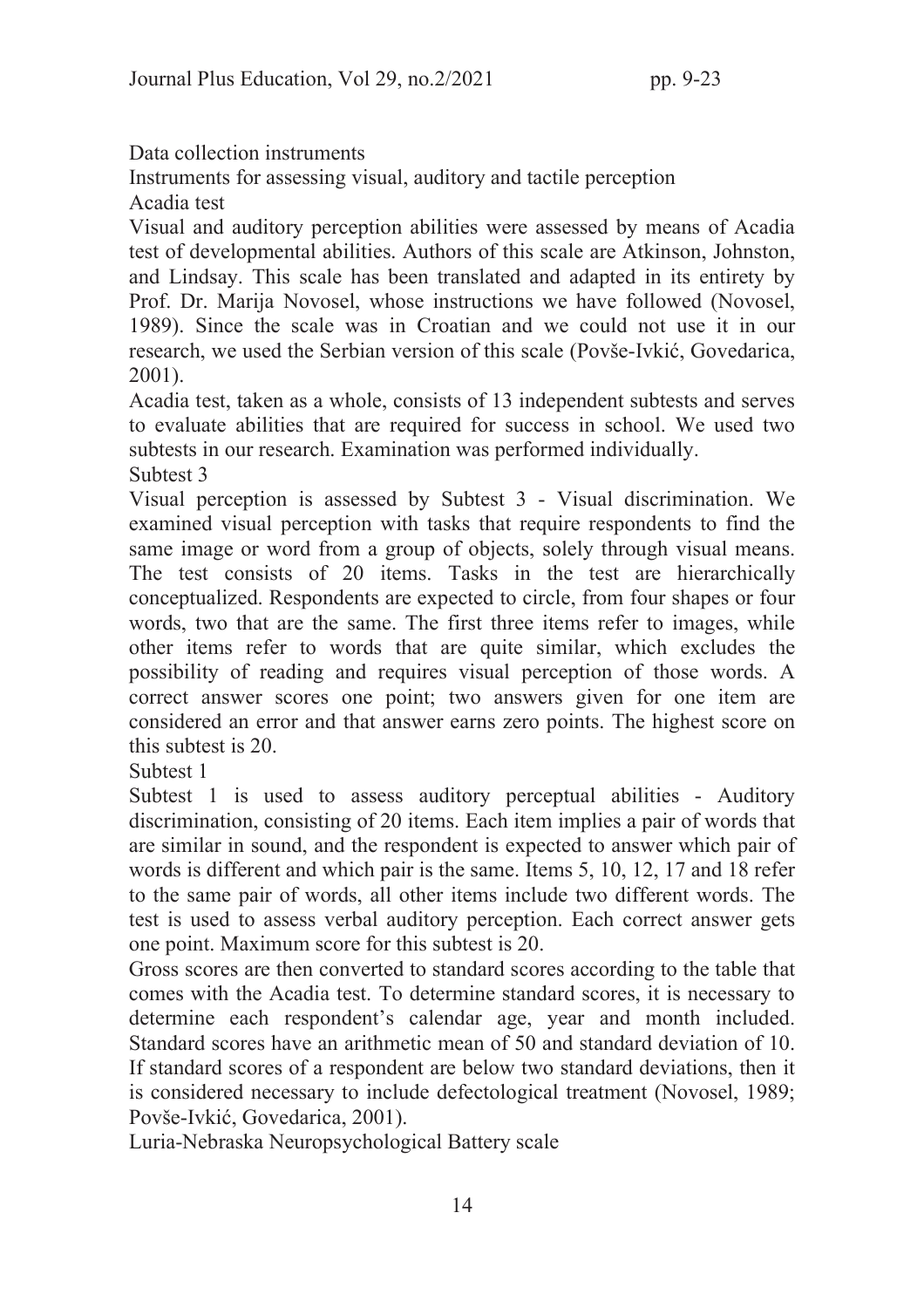## Data collection instruments

### Instruments for assessing visual, auditory and tactile perception

#### Acadia test

Visual and auditory perception abilities were assessed by means of Acadia test of developmental abilities. Authors of this scale are Atkinson, Johnston, and Lindsay. This scale has been translated and adapted in its entirety by Prof. Dr. Marija Novosel, whose instructions we have followed (Novosel, 1989). Since the scale was in Croatian and we could not use it in our research, we used the Serbian version of this scale (Povše-Ivkić, Govedarica, 2001).

Acadia test, taken as a whole, consists of 13 independent subtests and serves to evaluate abilities that are required for success in school. We used two subtests in our research. Examination was performed individually.

#### Subtest 3

Visual perception is assessed by Subtest 3 - Visual discrimination. We examined visual perception with tasks that require respondents to find the same image or word from a group of objects, solely through visual means. The test consists of 20 items. Tasks in the test are hierarchically conceptualized. Respondents are expected to circle, from four shapes or four words, two that are the same. The first three items refer to images, while other items refer to words that are quite similar, which excludes the possibility of reading and requires visual perception of those words. A correct answer scores one point; two answers given for one item are considered an error and that answer earns zero points. The highest score on this subtest is 20.

#### Subtest 1

Subtest 1 is used to assess auditory perceptual abilities - Auditory discrimination, consisting of 20 items. Each item implies a pair of words that are similar in sound, and the respondent is expected to answer which pair of words is different and which pair is the same. Items 5, 10, 12, 17 and 18 refer to the same pair of words, all other items include two different words. The test is used to assess verbal auditory perception. Each correct answer gets one point. Maximum score for this subtest is 20.

Gross scores are then converted to standard scores according to the table that comes with the Acadia test. To determine standard scores, it is necessary to determine each respondent's calendar age, year and month included. Standard scores have an arithmetic mean of 50 and standard deviation of 10. If standard scores of a respondent are below two standard deviations, then it is considered necessary to include defectological treatment (Novosel, 1989; Povše-Ivkić, Govedarica, 2001).

#### Luria-Nebraska Neuropsychological Battery scale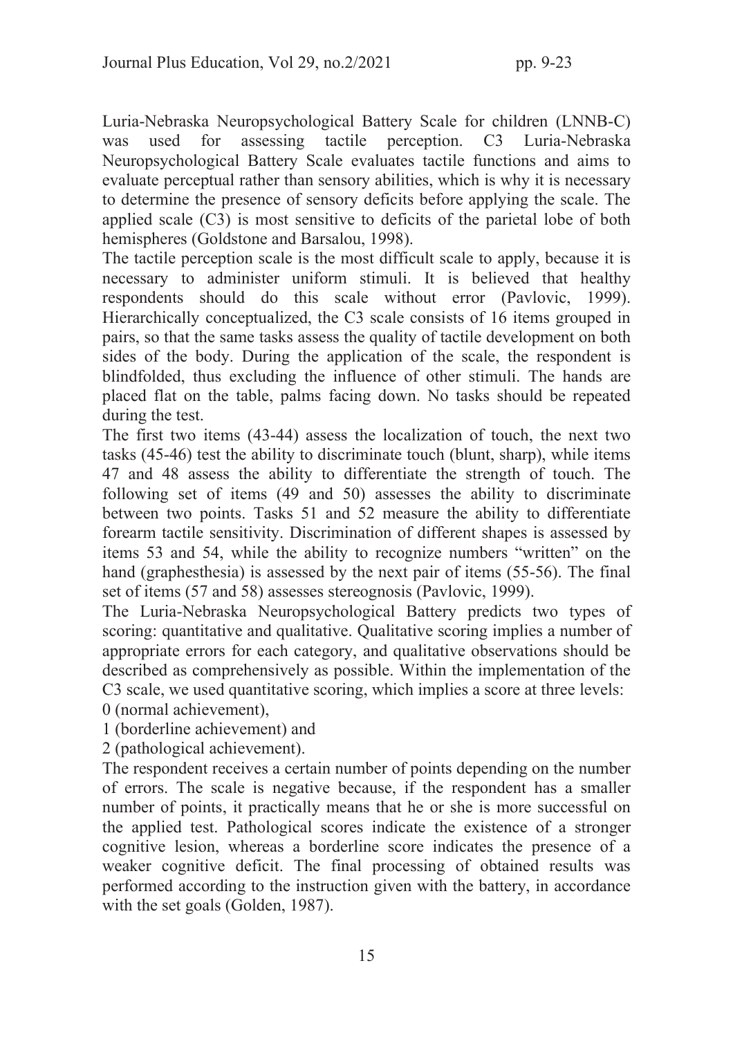Luria-Nebraska Neuropsychological Battery Scale for children (LNNB-C) was used for assessing tactile perception. C3 Luria-Nebraska Neuropsychological Battery Scale evaluates tactile functions and aims to evaluate perceptual rather than sensory abilities, which is why it is necessary to determine the presence of sensory deficits before applying the scale. The applied scale (C3) is most sensitive to deficits of the parietal lobe of both hemispheres (Goldstone and Barsalou, 1998).

The tactile perception scale is the most difficult scale to apply, because it is necessary to administer uniform stimuli. It is believed that healthy respondents should do this scale without error (Pavlovic, 1999). Hierarchically conceptualized, the C3 scale consists of 16 items grouped in pairs, so that the same tasks assess the quality of tactile development on both sides of the body. During the application of the scale, the respondent is blindfolded, thus excluding the influence of other stimuli. The hands are placed flat on the table, palms facing down. No tasks should be repeated during the test.

The first two items (43-44) assess the localization of touch, the next two tasks (45-46) test the ability to discriminate touch (blunt, sharp), while items 47 and 48 assess the ability to differentiate the strength of touch. The following set of items (49 and 50) assesses the ability to discriminate between two points. Tasks 51 and 52 measure the ability to differentiate forearm tactile sensitivity. Discrimination of different shapes is assessed by items 53 and 54, while the ability to recognize numbers "written" on the hand (graphesthesia) is assessed by the next pair of items (55-56). The final set of items (57 and 58) assesses stereognosis (Pavlovic, 1999).

The Luria-Nebraska Neuropsychological Battery predicts two types of scoring: quantitative and qualitative. Qualitative scoring implies a number of appropriate errors for each category, and qualitative observations should be described as comprehensively as possible. Within the implementation of the C3 scale, we used quantitative scoring, which implies a score at three levels:

0 (normal achievement),

1 (borderline achievement) and

2 (pathological achievement).

The respondent receives a certain number of points depending on the number of errors. The scale is negative because, if the respondent has a smaller number of points, it practically means that he or she is more successful on the applied test. Pathological scores indicate the existence of a stronger cognitive lesion, whereas a borderline score indicates the presence of a weaker cognitive deficit. The final processing of obtained results was performed according to the instruction given with the battery, in accordance with the set goals (Golden, 1987).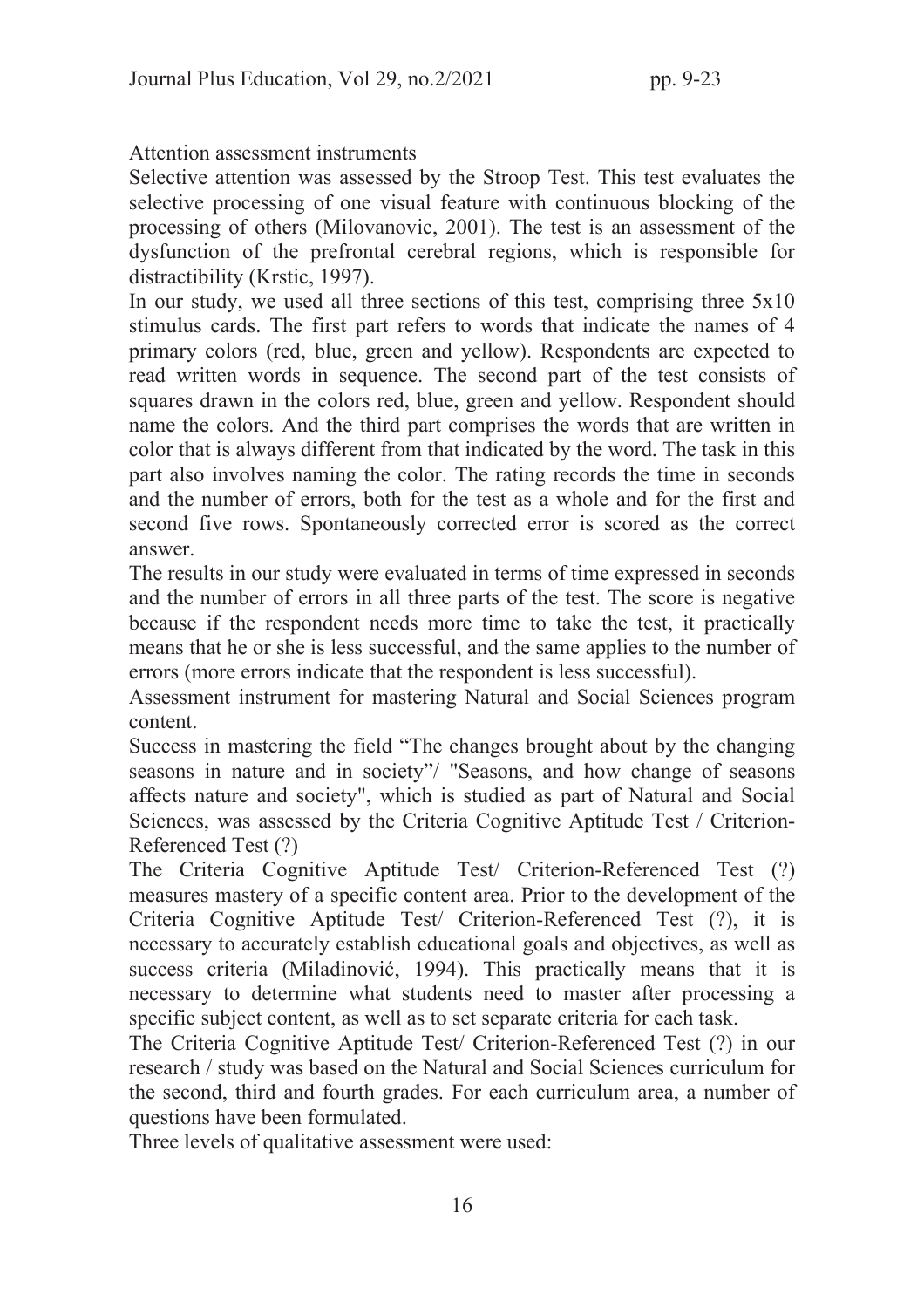Attention assessment instruments

Selective attention was assessed by the Stroop Test. This test evaluates the selective processing of one visual feature with continuous blocking of the processing of others (Milovanovic, 2001). The test is an assessment of the dysfunction of the prefrontal cerebral regions, which is responsible for distractibility (Krstic, 1997).

In our study, we used all three sections of this test, comprising three 5x10 stimulus cards. The first part refers to words that indicate the names of 4 primary colors (red, blue, green and yellow). Respondents are expected to read written words in sequence. The second part of the test consists of squares drawn in the colors red, blue, green and yellow. Respondent should name the colors. And the third part comprises the words that are written in color that is always different from that indicated by the word. The task in this part also involves naming the color. The rating records the time in seconds and the number of errors, both for the test as a whole and for the first and second five rows. Spontaneously corrected error is scored as the correct answer.

The results in our study were evaluated in terms of time expressed in seconds and the number of errors in all three parts of the test. The score is negative because if the respondent needs more time to take the test, it practically means that he or she is less successful, and the same applies to the number of errors (more errors indicate that the respondent is less successful).

Assessment instrument for mastering Natural and Social Sciences program content.

Success in mastering the field "The changes brought about by the changing seasons in nature and in society"/ "Seasons, and how change of seasons affects nature and society", which is studied as part of Natural and Social Sciences, was assessed by the Criteria Cognitive Aptitude Test / Criterion-Referenced Test (?)

The Criteria Cognitive Aptitude Test/ Criterion-Referenced Test (?) measures mastery of a specific content area. Prior to the development of the Criteria Cognitive Aptitude Test/ Criterion-Referenced Test (?), it is necessary to accurately establish educational goals and objectives, as well as success criteria (Miladinović, 1994). This practically means that it is necessary to determine what students need to master after processing a specific subject content, as well as to set separate criteria for each task.

The Criteria Cognitive Aptitude Test/ Criterion-Referenced Test (?) in our research / study was based on the Natural and Social Sciences curriculum for the second, third and fourth grades. For each curriculum area, a number of questions have been formulated.

Three levels of qualitative assessment were used: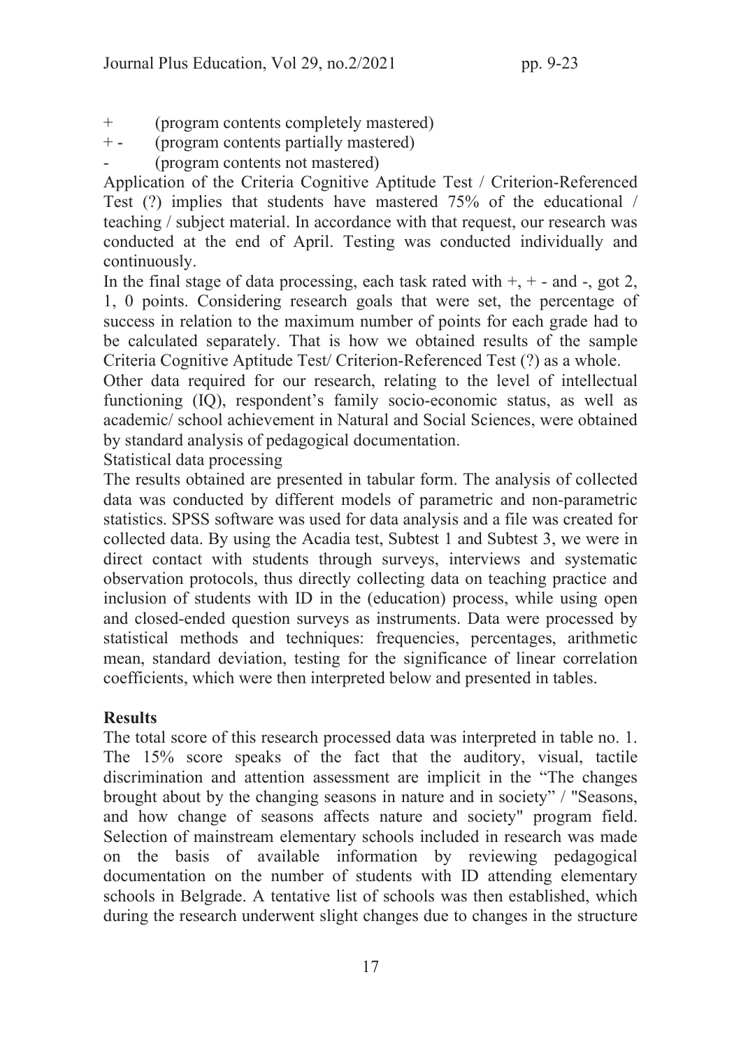+ (program contents completely mastered)

+ - (program contents partially mastered)

- (program contents not mastered)

Application of the Criteria Cognitive Aptitude Test / Criterion-Referenced Test (?) implies that students have mastered 75% of the educational / teaching / subject material. In accordance with that request, our research was conducted at the end of April. Testing was conducted individually and continuously.

In the final stage of data processing, each task rated with +, + - and -, got 2, 1, 0 points. Considering research goals that were set, the percentage of success in relation to the maximum number of points for each grade had to be calculated separately. That is how we obtained results of the sample Criteria Cognitive Aptitude Test/ Criterion-Referenced Test (?) as a whole.

Other data required for our research, relating to the level of intellectual functioning (IQ), respondent's family socio-economic status, as well as academic/ school achievement in Natural and Social Sciences, were obtained by standard analysis of pedagogical documentation.

Statistical data processing

The results obtained are presented in tabular form. The analysis of collected data was conducted by different models of parametric and non-parametric statistics. SPSS software was used for data analysis and a file was created for collected data. By using the Acadia test, Subtest 1 and Subtest 3, we were in direct contact with students through surveys, interviews and systematic observation protocols, thus directly collecting data on teaching practice and inclusion of students with ID in the (education) process, while using open and closed-ended question surveys as instruments. Data were processed by statistical methods and techniques: frequencies, percentages, arithmetic mean, standard deviation, testing for the significance of linear correlation coefficients, which were then interpreted below and presented in tables.

## Results

The total score of this research processed data was interpreted in table no. 1. The 15% score speaks of the fact that the auditory, visual, tactile discrimination and attention assessment are implicit in the "The changes brought about by the changing seasons in nature and in society" / "Seasons, and how change of seasons affects nature and society" program field. Selection of mainstream elementary schools included in research was made on the basis of available information by reviewing pedagogical documentation on the number of students with ID attending elementary schools in Belgrade. A tentative list of schools was then established, which during the research underwent slight changes due to changes in the structure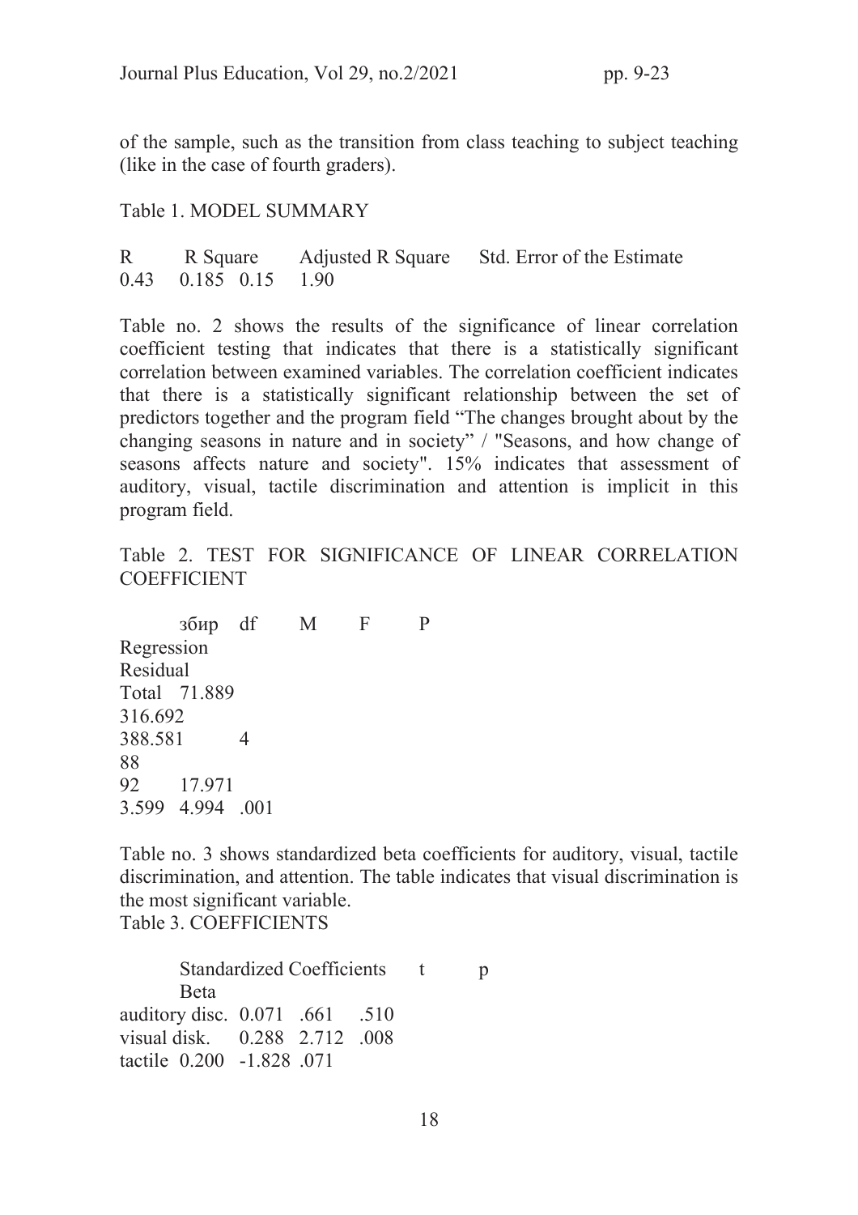of the sample, such as the transition from class teaching to subject teaching (like in the case of fourth graders).

Table 1. MODEL SUMMARY

| R | R Square | Adjusted R Square | Std. Error of the Estimate |
|---|---|---|---|
| 0.43 | 0.185 | 0.15 | 1.90 |

Table no. 2 shows the results of the significance of linear correlation coefficient testing that indicates that there is a statistically significant correlation between examined variables. The correlation coefficient indicates that there is a statistically significant relationship between the set of predictors together and the program field "The changes brought about by the changing seasons in nature and in society" / "Seasons, and how change of seasons affects nature and society". 15% indicates that assessment of auditory, visual, tactile discrimination and attention is implicit in this program field.

Table 2. TEST FOR SIGNIFICANCE OF LINEAR CORRELATION COEFFICIENT

| | збир | df | M | F | P |
|---|---|---|---|---|---|
| Regression | 71.889 | 4 | 17.971 | 4.994 | .001 |
| Residual | 316.692 | 88 | 3.599 | | |
| Total | 388.581 | 92 | | | |

Table no. 3 shows standardized beta coefficients for auditory, visual, tactile discrimination, and attention. The table indicates that visual discrimination is the most significant variable.

Table 3. COEFFICIENTS

| | Standardized Coefficients Beta | t | p |
|---|---|---|---|
| auditory disc. | 0.071 | .661 | .510 |
| visual disk. | 0.288 | 2.712 | .008 |
| tactile | 0.200 | -1.828 | .071 |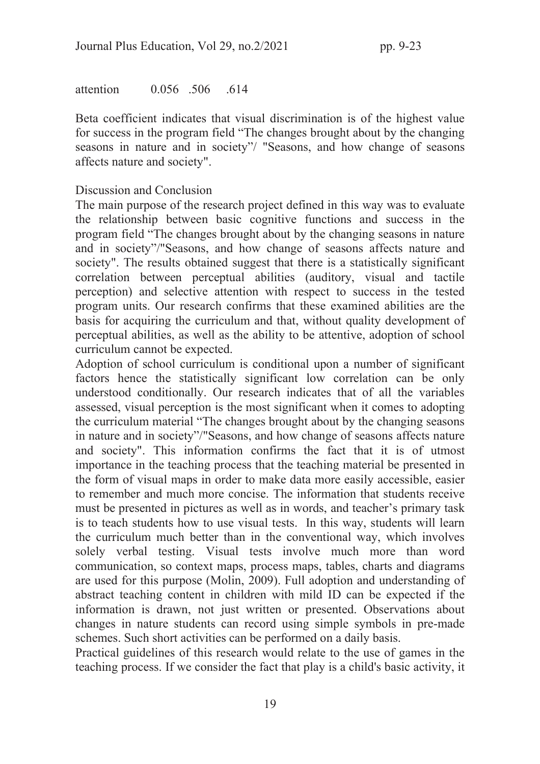| attention | 0.056 | .506 | .614 |
|---|---|---|---|

Beta coefficient indicates that visual discrimination is of the highest value for success in the program field "The changes brought about by the changing seasons in nature and in society"/ "Seasons, and how change of seasons affects nature and society".

## Discussion and Conclusion

The main purpose of the research project defined in this way was to evaluate the relationship between basic cognitive functions and success in the program field "The changes brought about by the changing seasons in nature and in society"/"Seasons, and how change of seasons affects nature and society". The results obtained suggest that there is a statistically significant correlation between perceptual abilities (auditory, visual and tactile perception) and selective attention with respect to success in the tested program units. Our research confirms that these examined abilities are the basis for acquiring the curriculum and that, without quality development of perceptual abilities, as well as the ability to be attentive, adoption of school curriculum cannot be expected.

Adoption of school curriculum is conditional upon a number of significant factors hence the statistically significant low correlation can be only understood conditionally. Our research indicates that of all the variables assessed, visual perception is the most significant when it comes to adopting the curriculum material "The changes brought about by the changing seasons in nature and in society"/"Seasons, and how change of seasons affects nature and society". This information confirms the fact that it is of utmost importance in the teaching process that the teaching material be presented in the form of visual maps in order to make data more easily accessible, easier to remember and much more concise. The information that students receive must be presented in pictures as well as in words, and teacher's primary task is to teach students how to use visual tests. In this way, students will learn the curriculum much better than in the conventional way, which involves solely verbal testing. Visual tests involve much more than word communication, so context maps, process maps, tables, charts and diagrams are used for this purpose (Molin, 2009). Full adoption and understanding of abstract teaching content in children with mild ID can be expected if the information is drawn, not just written or presented. Observations about changes in nature students can record using simple symbols in pre-made schemes. Such short activities can be performed on a daily basis.

Practical guidelines of this research would relate to the use of games in the teaching process. If we consider the fact that play is a child's basic activity, it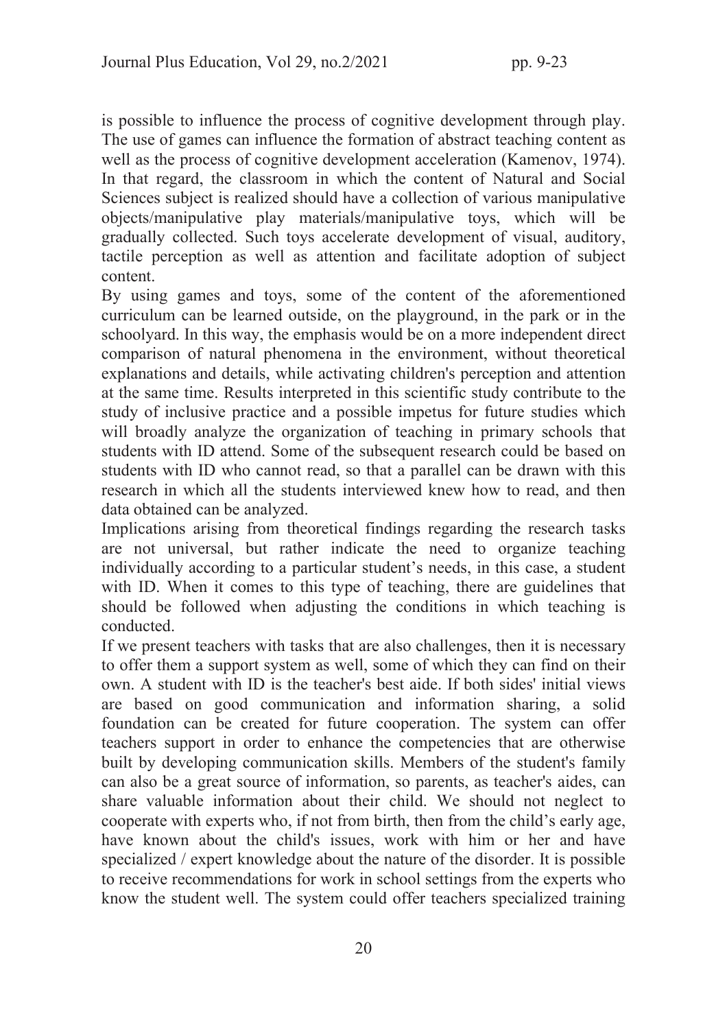is possible to influence the process of cognitive development through play. The use of games can influence the formation of abstract teaching content as well as the process of cognitive development acceleration (Kamenov, 1974). In that regard, the classroom in which the content of Natural and Social Sciences subject is realized should have a collection of various manipulative objects/manipulative play materials/manipulative toys, which will be gradually collected. Such toys accelerate development of visual, auditory, tactile perception as well as attention and facilitate adoption of subject content.

By using games and toys, some of the content of the aforementioned curriculum can be learned outside, on the playground, in the park or in the schoolyard. In this way, the emphasis would be on a more independent direct comparison of natural phenomena in the environment, without theoretical explanations and details, while activating children's perception and attention at the same time. Results interpreted in this scientific study contribute to the study of inclusive practice and a possible impetus for future studies which will broadly analyze the organization of teaching in primary schools that students with ID attend. Some of the subsequent research could be based on students with ID who cannot read, so that a parallel can be drawn with this research in which all the students interviewed knew how to read, and then data obtained can be analyzed.

Implications arising from theoretical findings regarding the research tasks are not universal, but rather indicate the need to organize teaching individually according to a particular student's needs, in this case, a student with ID. When it comes to this type of teaching, there are guidelines that should be followed when adjusting the conditions in which teaching is conducted.

If we present teachers with tasks that are also challenges, then it is necessary to offer them a support system as well, some of which they can find on their own. A student with ID is the teacher's best aide. If both sides' initial views are based on good communication and information sharing, a solid foundation can be created for future cooperation. The system can offer teachers support in order to enhance the competencies that are otherwise built by developing communication skills. Members of the student's family can also be a great source of information, so parents, as teacher's aides, can share valuable information about their child. We should not neglect to cooperate with experts who, if not from birth, then from the child's early age, have known about the child's issues, work with him or her and have specialized / expert knowledge about the nature of the disorder. It is possible to receive recommendations for work in school settings from the experts who know the student well. The system could offer teachers specialized training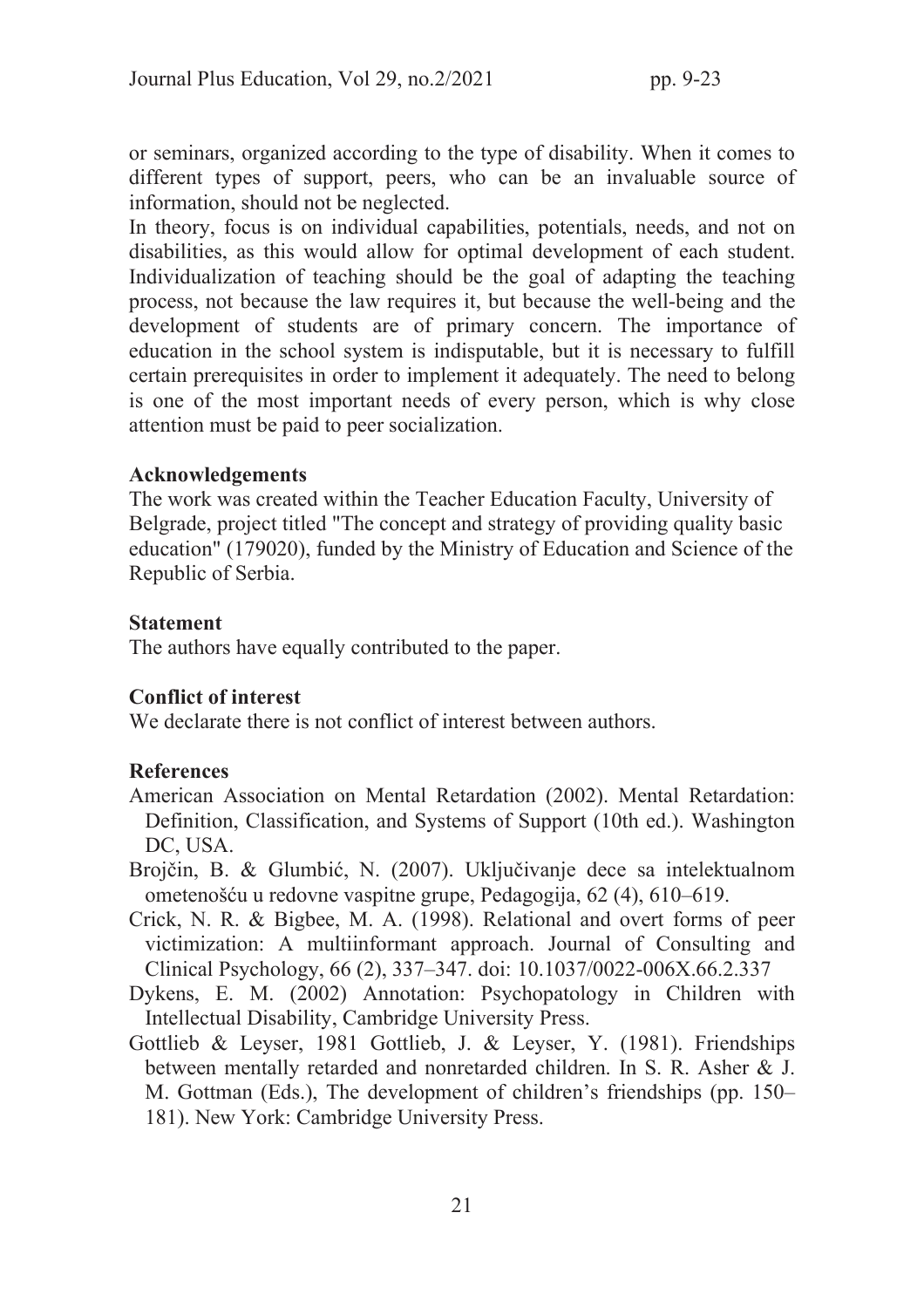or seminars, organized according to the type of disability. When it comes to different types of support, peers, who can be an invaluable source of information, should not be neglected.

In theory, focus is on individual capabilities, potentials, needs, and not on disabilities, as this would allow for optimal development of each student. Individualization of teaching should be the goal of adapting the teaching process, not because the law requires it, but because the well-being and the development of students are of primary concern. The importance of education in the school system is indisputable, but it is necessary to fulfill certain prerequisites in order to implement it adequately. The need to belong is one of the most important needs of every person, which is why close attention must be paid to peer socialization.

## Acknowledgements

The work was created within the Teacher Education Faculty, University of Belgrade, project titled "The concept and strategy of providing quality basic education" (179020), funded by the Ministry of Education and Science of the Republic of Serbia.

## Statement

The authors have equally contributed to the paper.

## Conflict of interest

We declare there is not conflict of interest between authors.

## References

American Association on Mental Retardation (2002). Mental Retardation: Definition, Classification, and Systems of Support (10th ed.). Washington DC, USA.

Brojčin, B. & Glumbić, N. (2007). Uključivanje dece sa intelektualnom ometenošću u redovne vaspitne grupe, Pedagogija, 62 (4), 610–619.

Crick, N. R. & Bigbee, M. A. (1998). Relational and overt forms of peer victimization: A multiinformant approach. Journal of Consulting and Clinical Psychology, 66 (2), 337–347. doi: 10.1037/0022-006X.66.2.337

Dykens, E. M. (2002) Annotation: Psychopatology in Children with Intellectual Disability, Cambridge University Press.

Gottlieb & Leyser, 1981 Gottlieb, J. & Leyser, Y. (1981). Friendships between mentally retarded and nonretarded children. In S. R. Asher & J. M. Gottman (Eds.), The development of children's friendships (pp. 150–181). New York: Cambridge University Press.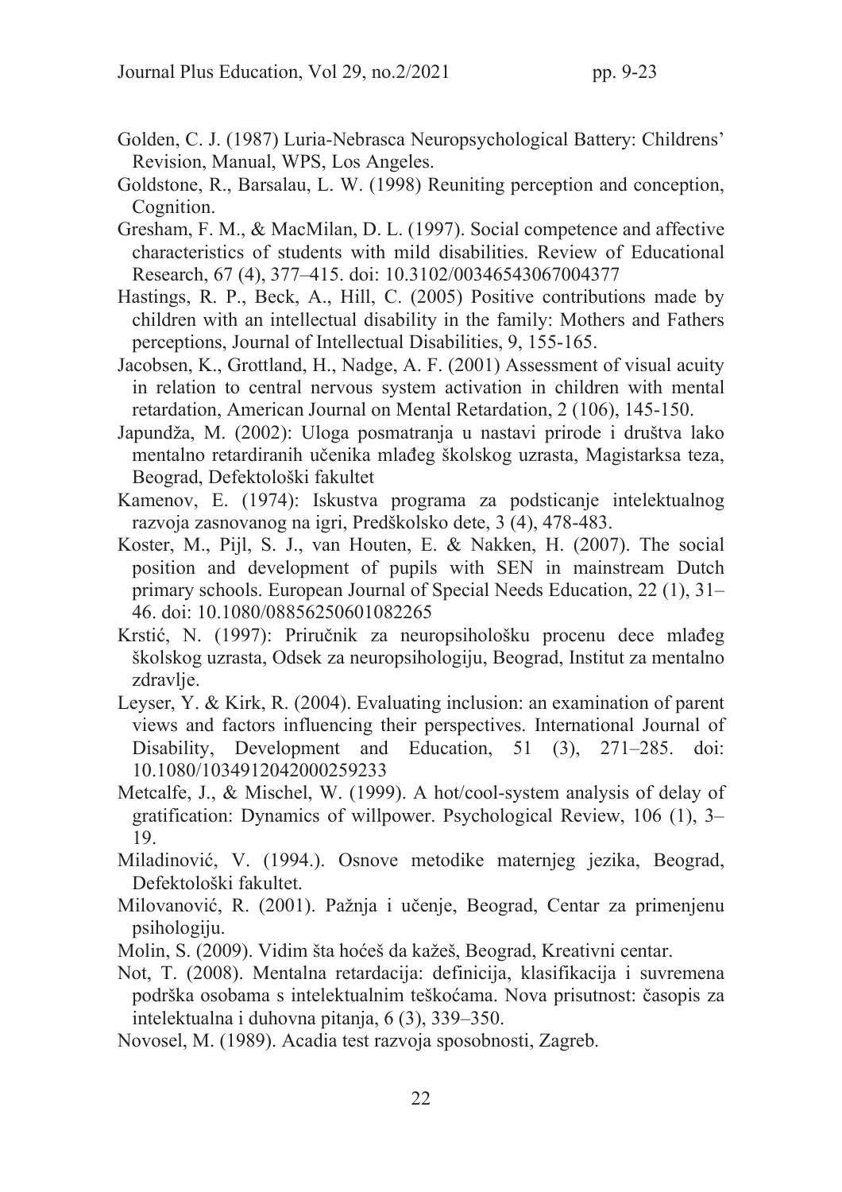Golden, C. J. (1987) Luria-Nebrasca Neuropsychological Battery: Childrens' Revision, Manual, WPS, Los Angeles.

Goldstone, R., Barsalau, L. W. (1998) Reuniting perception and conception, Cognition.

Gresham, F. M., & MacMilan, D. L. (1997). Social competence and affective characteristics of students with mild disabilities. Review of Educational Research, 67 (4), 377–415. doi: 10.3102/00346543067004377

Hastings, R. P., Beck, A., Hill, C. (2005) Positive contributions made by children with an intellectual disability in the family: Mothers and Fathers perceptions, Journal of Intellectual Disabilities, 9, 155-165.

Jacobsen, K., Grottland, H., Nadge, A. F. (2001) Assessment of visual acuity in relation to central nervous system activation in children with mental retardation, American Journal on Mental Retardation, 2 (106), 145-150.

Japundža, M. (2002): Uloga posmatranja u nastavi prirode i društva lako mentalno retardiranih učenika mlađeg školskog uzrasta, Magistarksa teza, Beograd, Defektološki fakultet

Kamenov, E. (1974): Iskustva programa za podsticanje intelektualnog razvoja zasnovanog na igri, Predškolsko dete, 3 (4), 478-483.

Koster, M., Pijl, S. J., van Houten, E. & Nakken, H. (2007). The social position and development of pupils with SEN in mainstream Dutch primary schools. European Journal of Special Needs Education, 22 (1), 31–46. doi: 10.1080/08856250601082265

Krstić, N. (1997): Priručnik za neuropsihološku procenu dece mlađeg školskog uzrasta, Odsek za neuropsihologiju, Beograd, Institut za mentalno zdravlje.

Leyser, Y. & Kirk, R. (2004). Evaluating inclusion: an examination of parent views and factors influencing their perspectives. International Journal of Disability, Development and Education, 51 (3), 271–285. doi: 10.1080/1034912042000259233

Metcalfe, J., & Mischel, W. (1999). A hot/cool-system analysis of delay of gratification: Dynamics of willpower. Psychological Review, 106 (1), 3–19.

Miladinović, V. (1994.). Osnove metodike maternjeg jezika, Beograd, Defektološki fakultet.

Milovanović, R. (2001). Pažnja i učenje, Beograd, Centar za primenjenu psihologiju.

Molin, S. (2009). Vidim šta hoćeš da kažeš, Beograd, Kreativni centar.

Not, T. (2008). Mentalna retardacija: definicija, klasifikacija i suvremena podrška osobama s intelektualnim teškoćama. Nova prisutnost: časopis za intelektualna i duhovna pitanja, 6 (3), 339–350.

Novosel, M. (1989). Acadia test razvoja sposobnosti, Zagreb.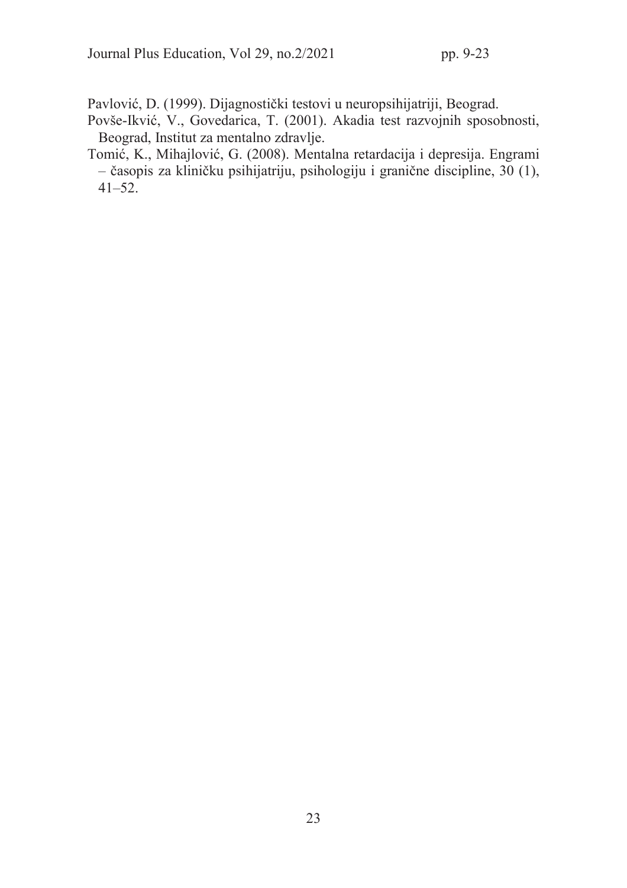Pavlović, D. (1999). Dijagnostički testovi u neuropsihijatriji, Beograd.

Povše-Ikvić, V., Govedarica, T. (2001). Akadia test razvojnih sposobnosti, Beograd, Institut za mentalno zdravlje.

Tomić, K., Mihajlović, G. (2008). Mentalna retardacija i depresija. Engrami – časopis za kliničku psihijatriju, psihologiju i granične discipline, 30 (1), 41–52.